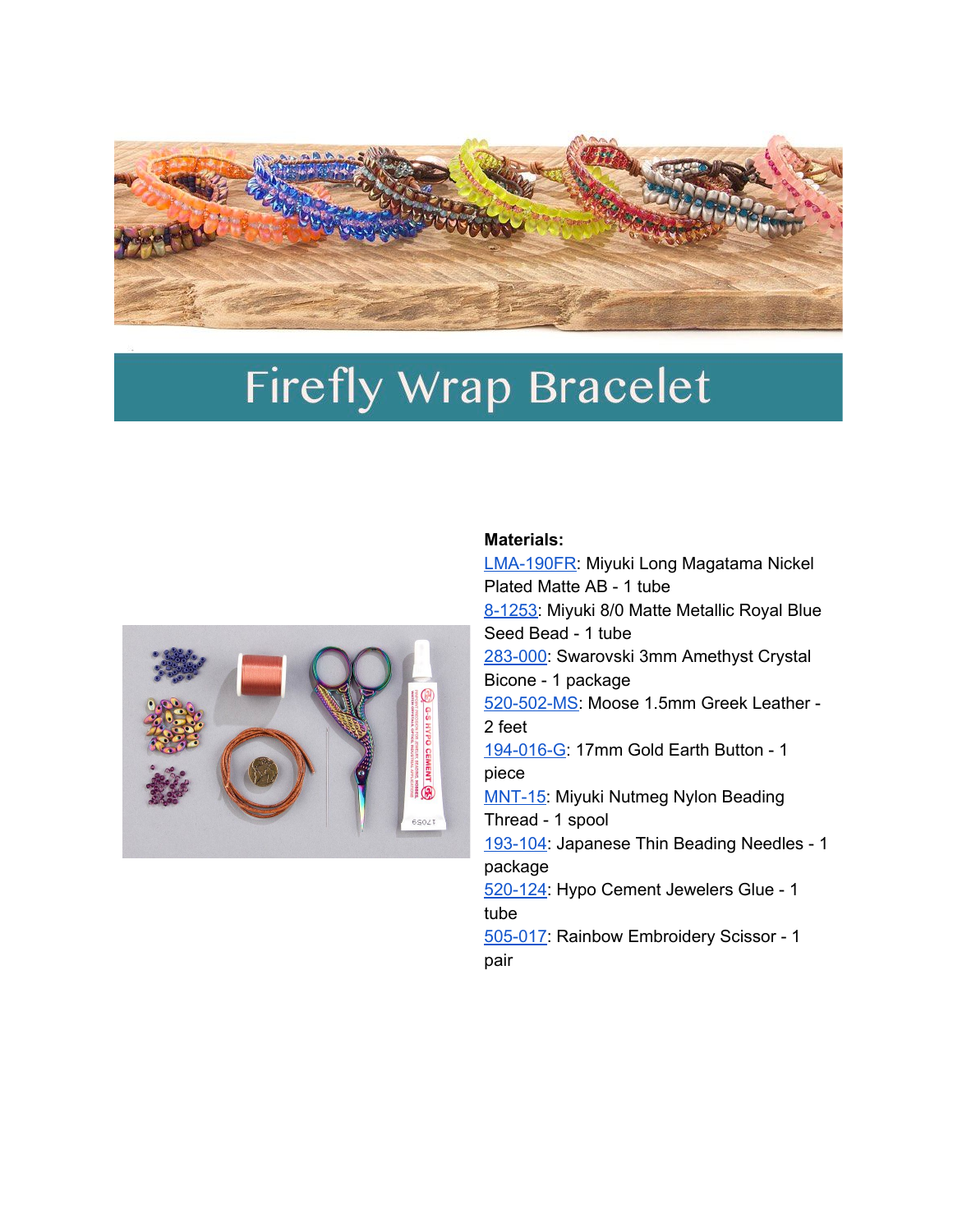# Firefly Wrap Bracelet

**Materials:**

LMA-190FR: Miyuki Long Magatama Nickel Plated Matte AB - 1 tube
8-1253: Miyuki 8/0 Matte Metallic Royal Blue Seed Bead - 1 tube
283-000: Swarovski 3mm Amethyst Crystal Bicone - 1 package
520-502-MS: Moose 1.5mm Greek Leather - 2 feet
194-016-G: 17mm Gold Earth Button - 1 piece
MNT-15: Miyuki Nutmeg Nylon Beading Thread - 1 spool
193-104: Japanese Thin Beading Needles - 1 package
520-124: Hypo Cement Jewelers Glue - 1 tube
505-017: Rainbow Embroidery Scissor - 1 pair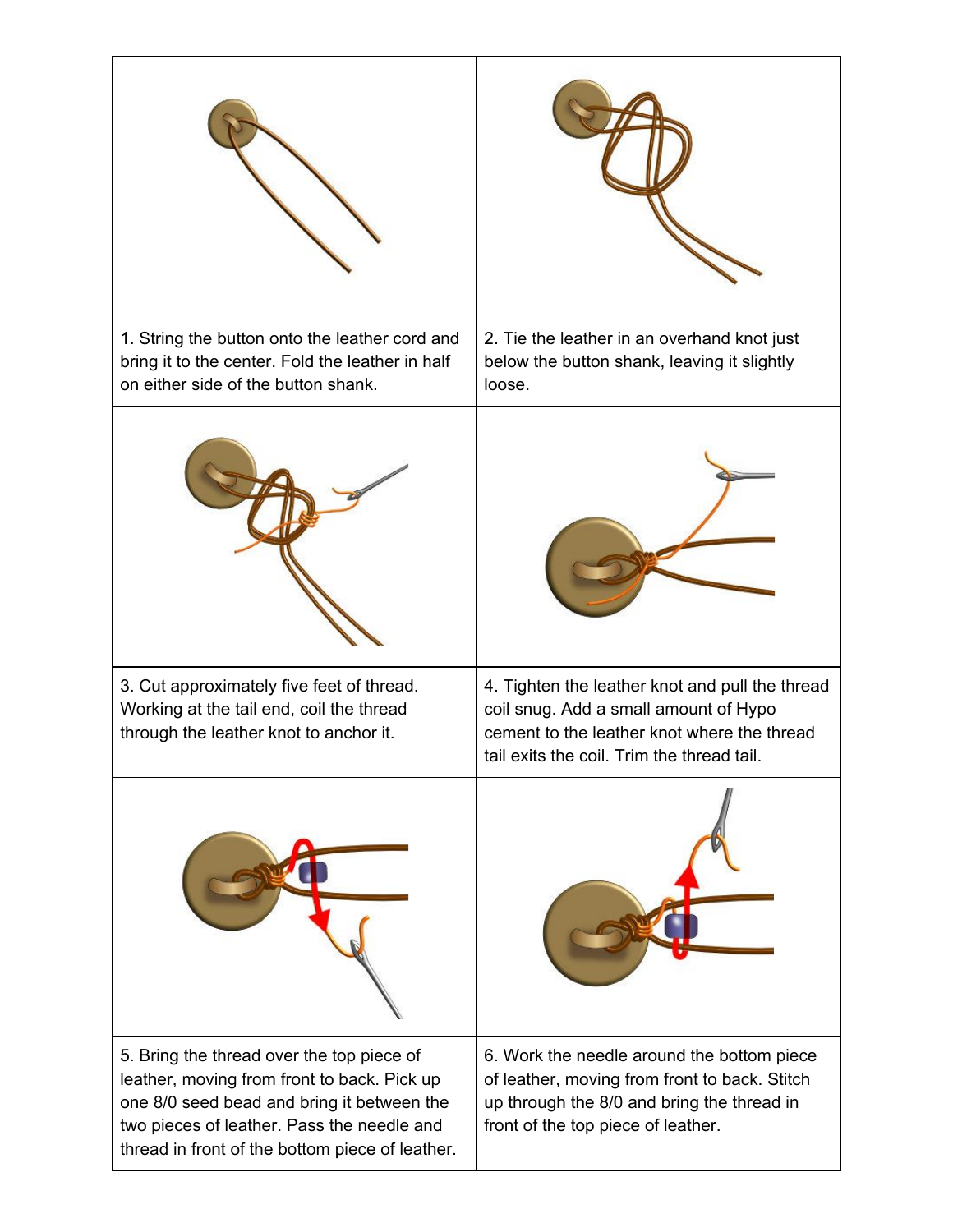1. String the button onto the leather cord and bring it to the center. Fold the leather in half on either side of the button shank.

2. Tie the leather in an overhand knot just below the button shank, leaving it slightly loose.

3. Cut approximately five feet of thread. Working at the tail end, coil the thread through the leather knot to anchor it.

4. Tighten the leather knot and pull the thread coil snug. Add a small amount of Hypo cement to the leather knot where the thread tail exits the coil. Trim the thread tail.

5. Bring the thread over the top piece of leather, moving from front to back. Pick up one 8/0 seed bead and bring it between the two pieces of leather. Pass the needle and thread in front of the bottom piece of leather.

6. Work the needle around the bottom piece of leather, moving from front to back. Stitch up through the 8/0 and bring the thread in front of the top piece of leather.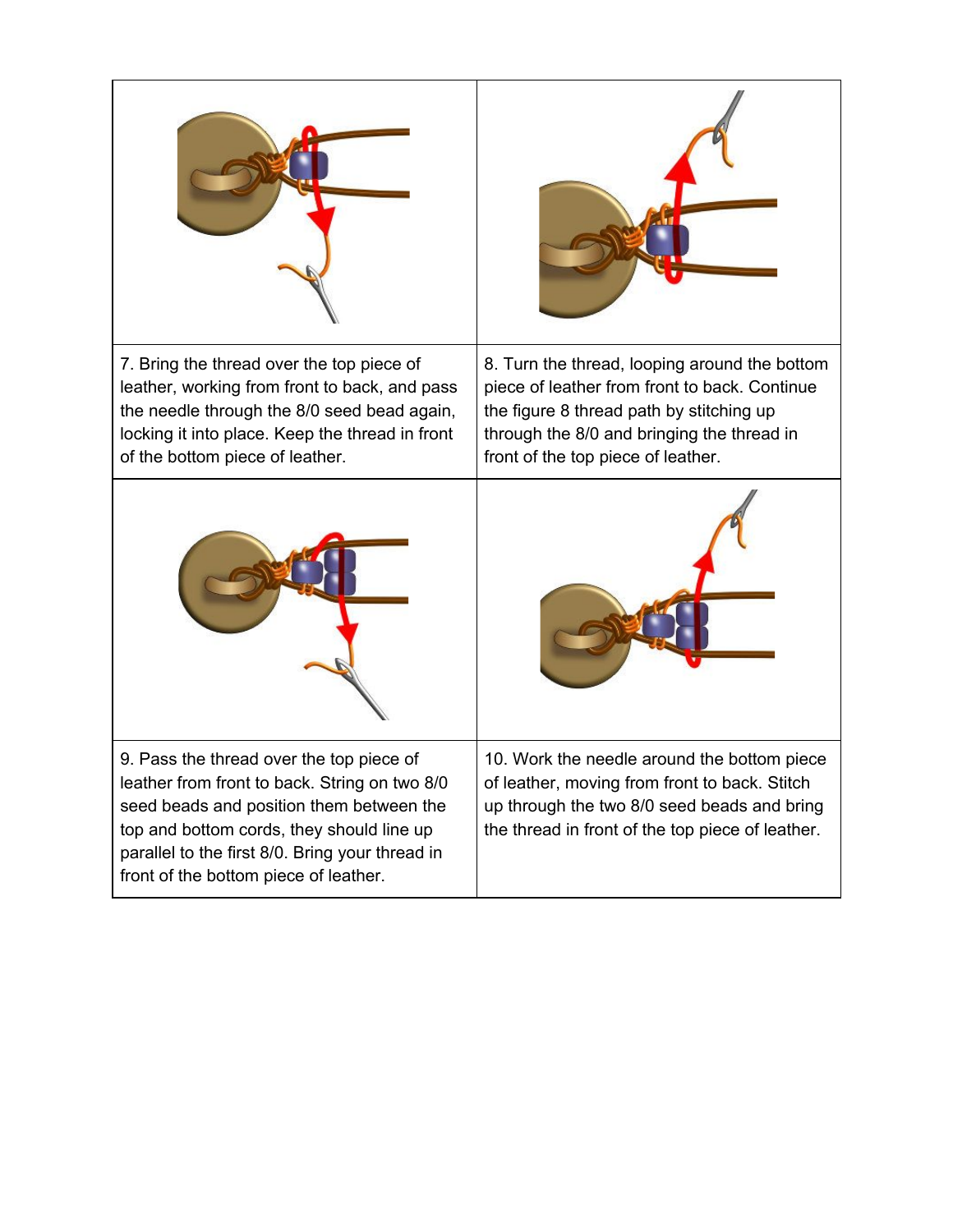| | |
|---|---|
| | |
| 7. Bring the thread over the top piece of leather, working from front to back, and pass the needle through the 8/0 seed bead again, locking it into place. Keep the thread in front of the bottom piece of leather. | 8. Turn the thread, looping around the bottom piece of leather from front to back. Continue the figure 8 thread path by stitching up through the 8/0 and bringing the thread in front of the top piece of leather. |
| | |
| 9. Pass the thread over the top piece of leather from front to back. String on two 8/0 seed beads and position them between the top and bottom cords, they should line up parallel to the first 8/0. Bring your thread in front of the bottom piece of leather. | 10. Work the needle around the bottom piece of leather, moving from front to back. Stitch up through the two 8/0 seed beads and bring the thread in front of the top piece of leather. |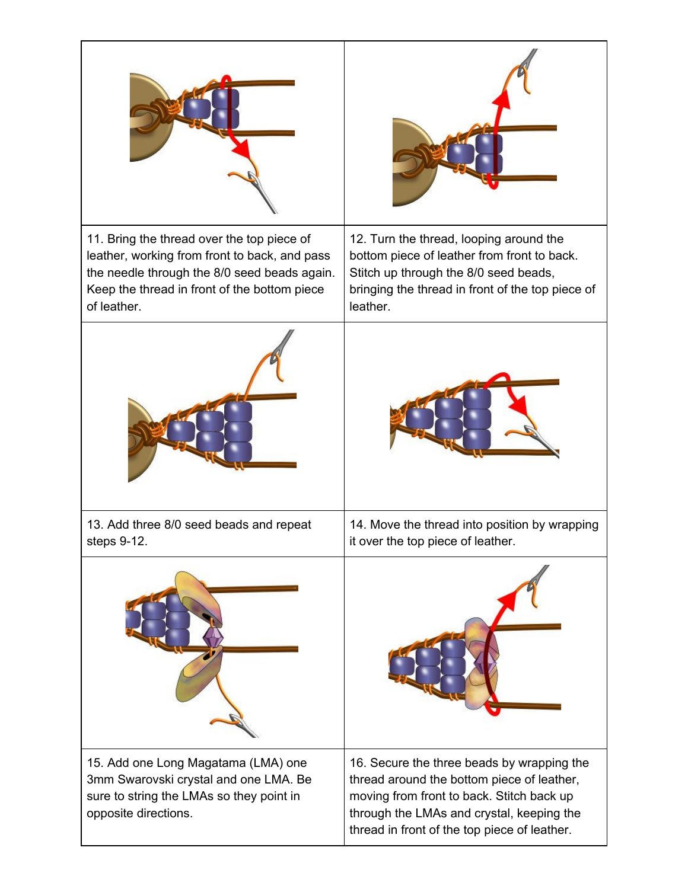11. Bring the thread over the top piece of leather, working from front to back, and pass the needle through the 8/0 seed beads again. Keep the thread in front of the bottom piece of leather.

12. Turn the thread, looping around the bottom piece of leather from front to back. Stitch up through the 8/0 seed beads, bringing the thread in front of the top piece of leather.

13. Add three 8/0 seed beads and repeat steps 9-12.

14. Move the thread into position by wrapping it over the top piece of leather.

15. Add one Long Magatama (LMA) one 3mm Swarovski crystal and one LMA. Be sure to string the LMAs so they point in opposite directions.

16. Secure the three beads by wrapping the thread around the bottom piece of leather, moving from front to back. Stitch back up through the LMAs and crystal, keeping the thread in front of the top piece of leather.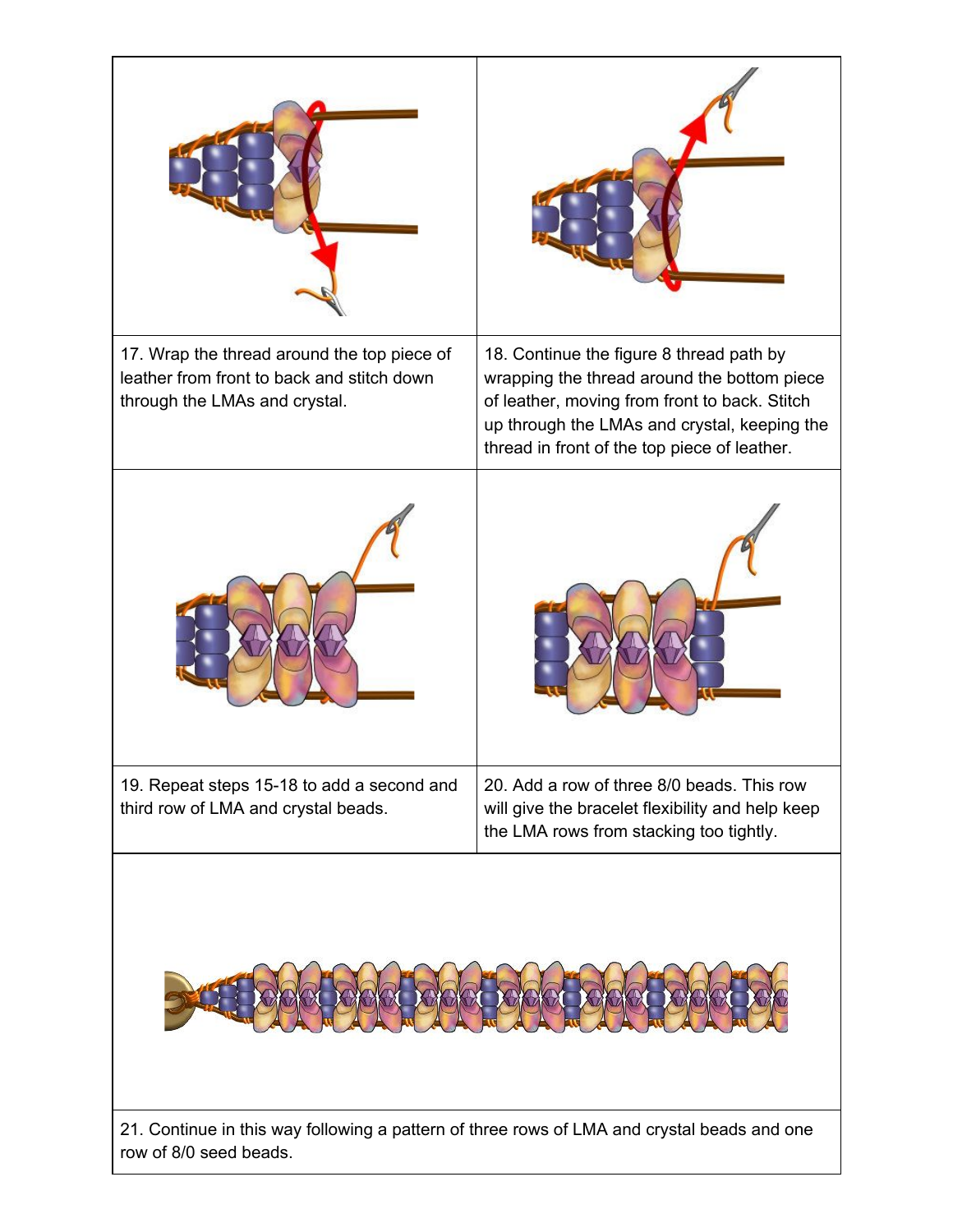17. Wrap the thread around the top piece of leather from front to back and stitch down through the LMAs and crystal.

18. Continue the figure 8 thread path by wrapping the thread around the bottom piece of leather, moving from front to back. Stitch up through the LMAs and crystal, keeping the thread in front of the top piece of leather.

19. Repeat steps 15-18 to add a second and third row of LMA and crystal beads.

20. Add a row of three 8/0 beads. This row will give the bracelet flexibility and help keep the LMA rows from stacking too tightly.

21. Continue in this way following a pattern of three rows of LMA and crystal beads and one row of 8/0 seed beads.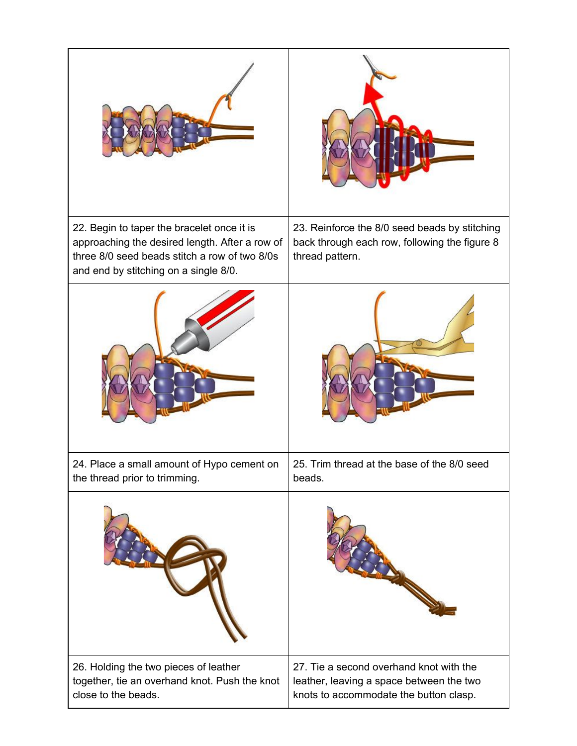| | |
|---|---|
| 22. Begin to taper the bracelet once it is approaching the desired length. After a row of three 8/0 seed beads stitch a row of two 8/0s and end by stitching on a single 8/0. | 23. Reinforce the 8/0 seed beads by stitching back through each row, following the figure 8 thread pattern. |
| 24. Place a small amount of Hypo cement on the thread prior to trimming. | 25. Trim thread at the base of the 8/0 seed beads. |
| 26. Holding the two pieces of leather together, tie an overhand knot. Push the knot close to the beads. | 27. Tie a second overhand knot with the leather, leaving a space between the two knots to accommodate the button clasp. |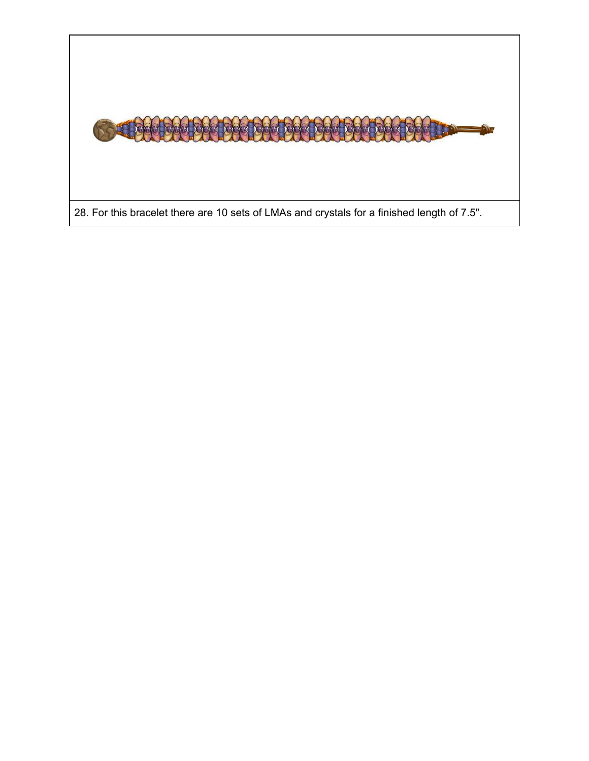28. For this bracelet there are 10 sets of LMAs and crystals for a finished length of 7.5".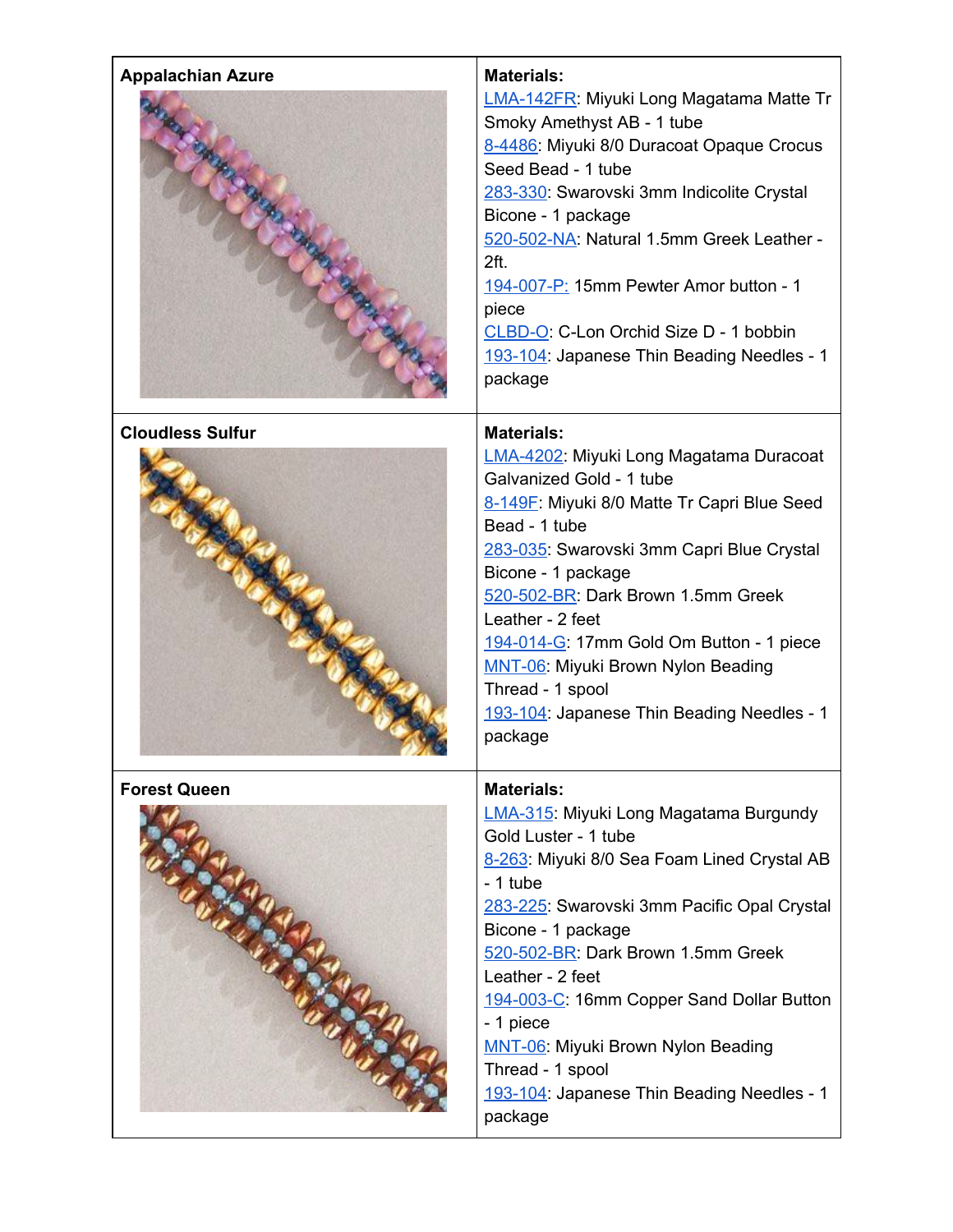| **Appalachian Azure** | **Materials:**<br>LMA-142FR: Miyuki Long Magatama Matte Tr Smoky Amethyst AB - 1 tube<br>8-4486: Miyuki 8/0 Duracoat Opaque Crocus Seed Bead - 1 tube<br>283-330: Swarovski 3mm Indicolite Crystal Bicone - 1 package<br>520-502-NA: Natural 1.5mm Greek Leather - 2ft.<br>194-007-P: 15mm Pewter Amor button - 1 piece<br>CLBD-O: C-Lon Orchid Size D - 1 bobbin<br>193-104: Japanese Thin Beading Needles - 1 package |
|---|---|
| **Cloudless Sulfur** | **Materials:**<br>LMA-4202: Miyuki Long Magatama Duracoat Galvanized Gold - 1 tube<br>8-149F: Miyuki 8/0 Matte Tr Capri Blue Seed Bead - 1 tube<br>283-035: Swarovski 3mm Capri Blue Crystal Bicone - 1 package<br>520-502-BR: Dark Brown 1.5mm Greek Leather - 2 feet<br>194-014-G: 17mm Gold Om Button - 1 piece<br>MNT-06: Miyuki Brown Nylon Beading Thread - 1 spool<br>193-104: Japanese Thin Beading Needles - 1 package |
| **Forest Queen** | **Materials:**<br>LMA-315: Miyuki Long Magatama Burgundy Gold Luster - 1 tube<br>8-263: Miyuki 8/0 Sea Foam Lined Crystal AB - 1 tube<br>283-225: Swarovski 3mm Pacific Opal Crystal Bicone - 1 package<br>520-502-BR: Dark Brown 1.5mm Greek Leather - 2 feet<br>194-003-C: 16mm Copper Sand Dollar Button - 1 piece<br>MNT-06: Miyuki Brown Nylon Beading Thread - 1 spool<br>193-104: Japanese Thin Beading Needles - 1 package |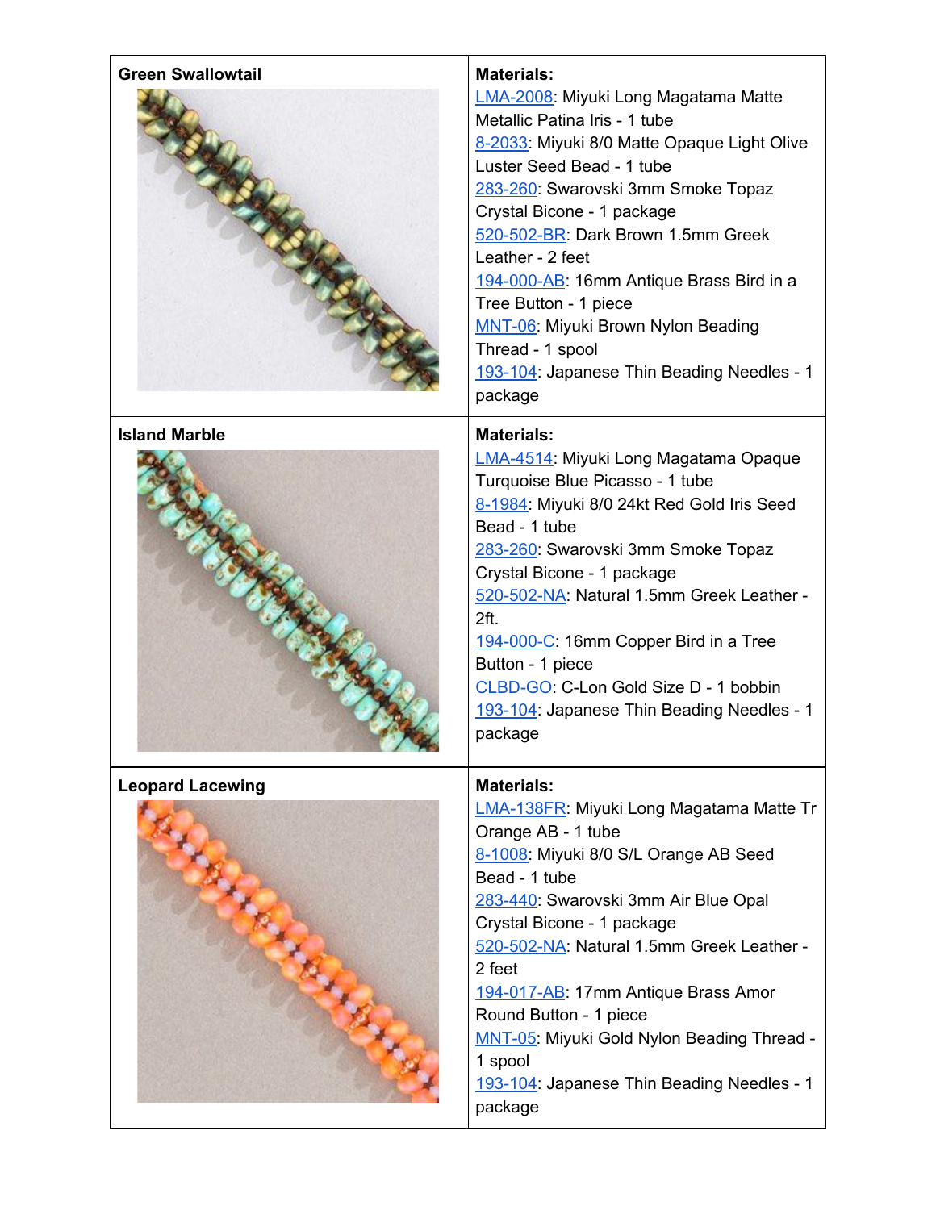| **Green Swallowtail** | **Materials:**<br>LMA-2008: Miyuki Long Magatama Matte Metallic Patina Iris - 1 tube<br>8-2033: Miyuki 8/0 Matte Opaque Light Olive Luster Seed Bead - 1 tube<br>283-260: Swarovski 3mm Smoke Topaz Crystal Bicone - 1 package<br>520-502-BR: Dark Brown 1.5mm Greek Leather - 2 feet<br>194-000-AB: 16mm Antique Brass Bird in a Tree Button - 1 piece<br>MNT-06: Miyuki Brown Nylon Beading Thread - 1 spool<br>193-104: Japanese Thin Beading Needles - 1 package |
|---|---|
| **Island Marble** | **Materials:**<br>LMA-4514: Miyuki Long Magatama Opaque Turquoise Blue Picasso - 1 tube<br>8-1984: Miyuki 8/0 24kt Red Gold Iris Seed Bead - 1 tube<br>283-260: Swarovski 3mm Smoke Topaz Crystal Bicone - 1 package<br>520-502-NA: Natural 1.5mm Greek Leather - 2ft.<br>194-000-C: 16mm Copper Bird in a Tree Button - 1 piece<br>CLBD-GO: C-Lon Gold Size D - 1 bobbin<br>193-104: Japanese Thin Beading Needles - 1 package |
| **Leopard Lacewing** | **Materials:**<br>LMA-138FR: Miyuki Long Magatama Matte Tr Orange AB - 1 tube<br>8-1008: Miyuki 8/0 S/L Orange AB Seed Bead - 1 tube<br>283-440: Swarovski 3mm Air Blue Opal Crystal Bicone - 1 package<br>520-502-NA: Natural 1.5mm Greek Leather - 2 feet<br>194-017-AB: 17mm Antique Brass Amor Round Button - 1 piece<br>MNT-05: Miyuki Gold Nylon Beading Thread - 1 spool<br>193-104: Japanese Thin Beading Needles - 1 package |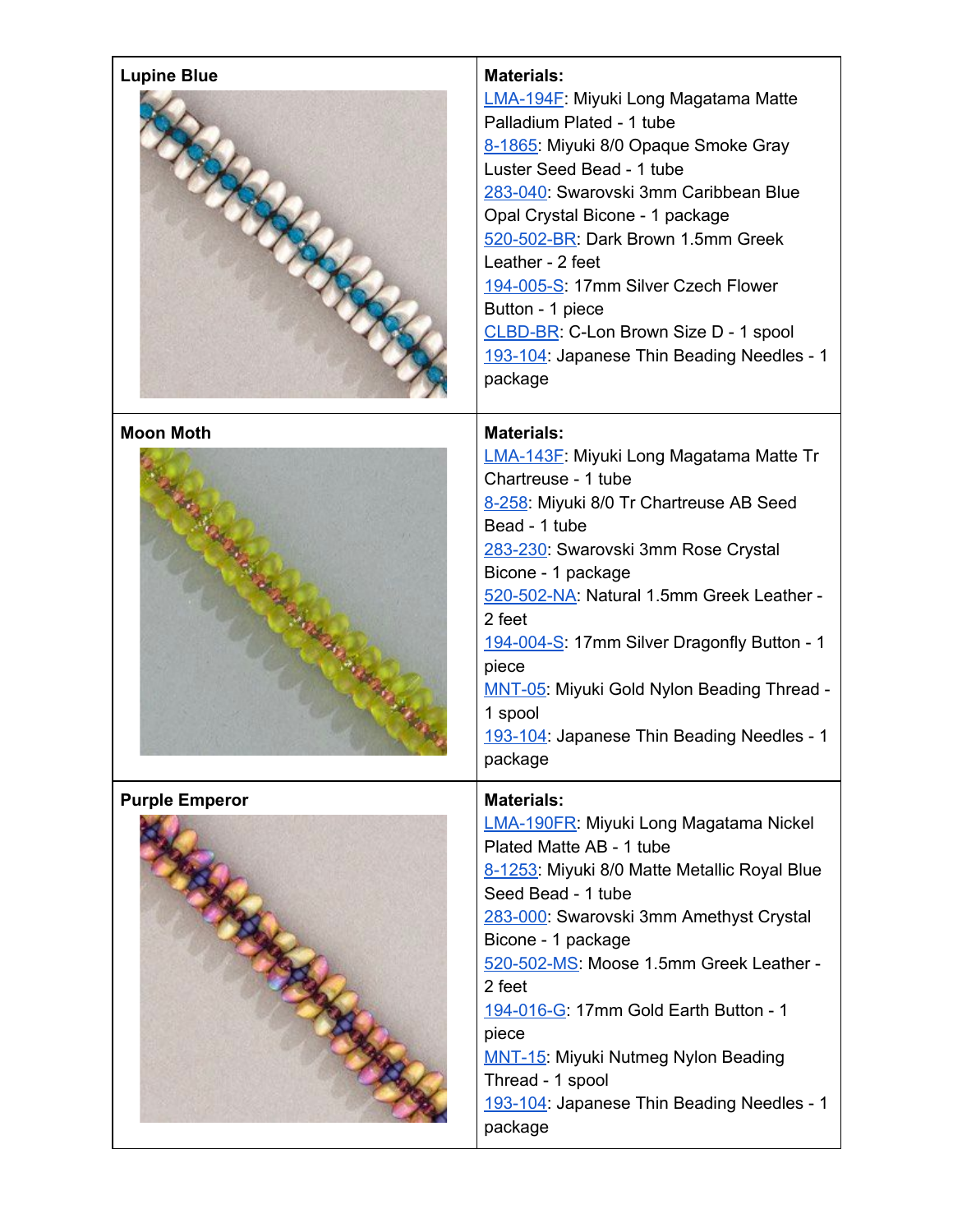| **Lupine Blue** | **Materials:**<br>LMA-194F: Miyuki Long Magatama Matte Palladium Plated - 1 tube<br>8-1865: Miyuki 8/0 Opaque Smoke Gray Luster Seed Bead - 1 tube<br>283-040: Swarovski 3mm Caribbean Blue Opal Crystal Bicone - 1 package<br>520-502-BR: Dark Brown 1.5mm Greek Leather - 2 feet<br>194-005-S: 17mm Silver Czech Flower Button - 1 piece<br>CLBD-BR: C-Lon Brown Size D - 1 spool<br>193-104: Japanese Thin Beading Needles - 1 package |
|---|---|
| **Moon Moth** | **Materials:**<br>LMA-143F: Miyuki Long Magatama Matte Tr Chartreuse - 1 tube<br>8-258: Miyuki 8/0 Tr Chartreuse AB Seed Bead - 1 tube<br>283-230: Swarovski 3mm Rose Crystal Bicone - 1 package<br>520-502-NA: Natural 1.5mm Greek Leather - 2 feet<br>194-004-S: 17mm Silver Dragonfly Button - 1 piece<br>MNT-05: Miyuki Gold Nylon Beading Thread - 1 spool<br>193-104: Japanese Thin Beading Needles - 1 package |
| **Purple Emperor** | **Materials:**<br>LMA-190FR: Miyuki Long Magatama Nickel Plated Matte AB - 1 tube<br>8-1253: Miyuki 8/0 Matte Metallic Royal Blue Seed Bead - 1 tube<br>283-000: Swarovski 3mm Amethyst Crystal Bicone - 1 package<br>520-502-MS: Moose 1.5mm Greek Leather - 2 feet<br>194-016-G: 17mm Gold Earth Button - 1 piece<br>MNT-15: Miyuki Nutmeg Nylon Beading Thread - 1 spool<br>193-104: Japanese Thin Beading Needles - 1 package |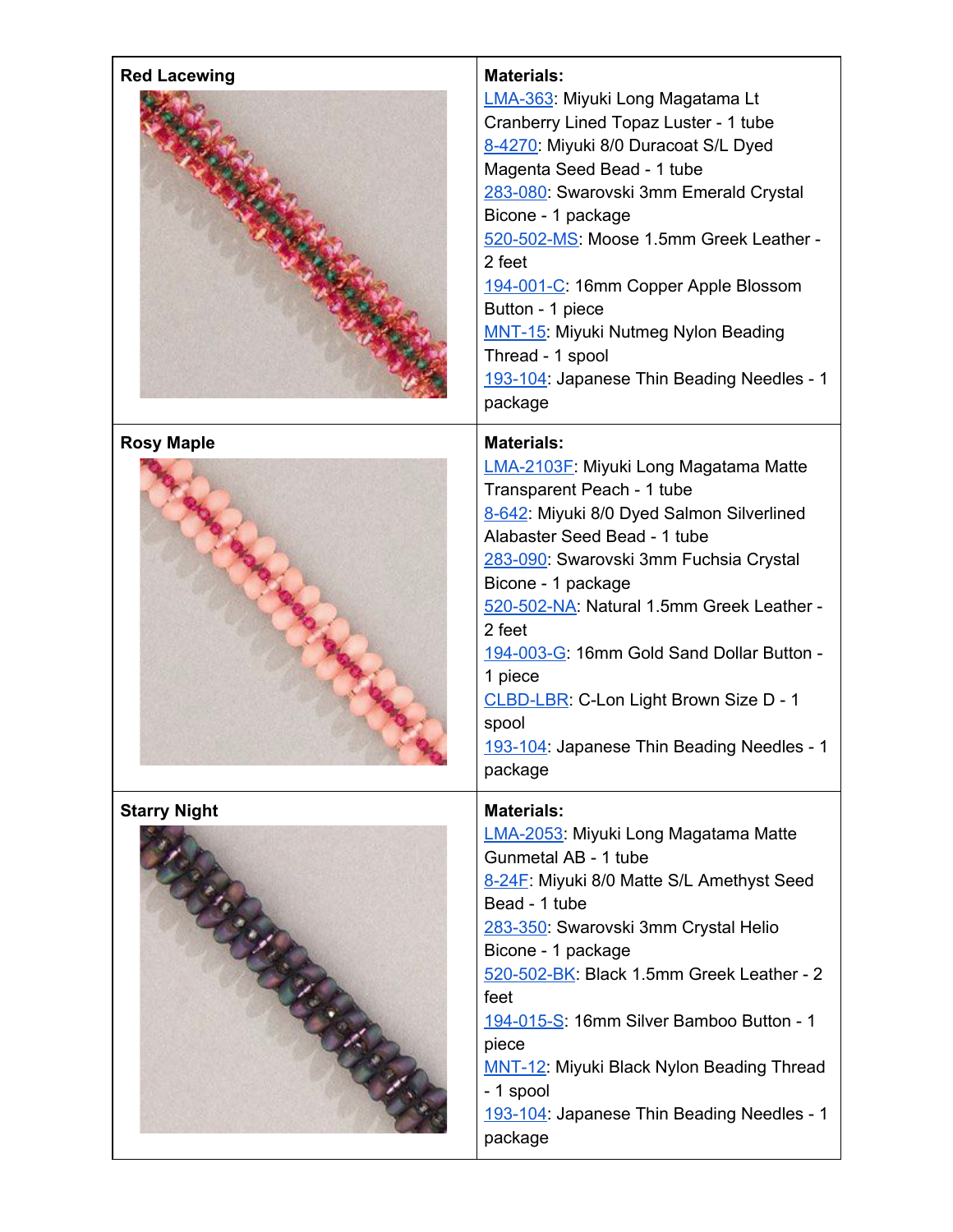| **Red Lacewing** | **Materials:**<br>LMA-363: Miyuki Long Magatama Lt Cranberry Lined Topaz Luster - 1 tube<br>8-4270: Miyuki 8/0 Duracoat S/L Dyed Magenta Seed Bead - 1 tube<br>283-080: Swarovski 3mm Emerald Crystal Bicone - 1 package<br>520-502-MS: Moose 1.5mm Greek Leather - 2 feet<br>194-001-C: 16mm Copper Apple Blossom Button - 1 piece<br>MNT-15: Miyuki Nutmeg Nylon Beading Thread - 1 spool<br>193-104: Japanese Thin Beading Needles - 1 package |
|---|---|
| **Rosy Maple** | **Materials:**<br>LMA-2103F: Miyuki Long Magatama Matte Transparent Peach - 1 tube<br>8-642: Miyuki 8/0 Dyed Salmon Silverlined Alabaster Seed Bead - 1 tube<br>283-090: Swarovski 3mm Fuchsia Crystal Bicone - 1 package<br>520-502-NA: Natural 1.5mm Greek Leather - 2 feet<br>194-003-G: 16mm Gold Sand Dollar Button - 1 piece<br>CLBD-LBR: C-Lon Light Brown Size D - 1 spool<br>193-104: Japanese Thin Beading Needles - 1 package |
| **Starry Night** | **Materials:**<br>LMA-2053: Miyuki Long Magatama Matte Gunmetal AB - 1 tube<br>8-24F: Miyuki 8/0 Matte S/L Amethyst Seed Bead - 1 tube<br>283-350: Swarovski 3mm Crystal Helio Bicone - 1 package<br>520-502-BK: Black 1.5mm Greek Leather - 2 feet<br>194-015-S: 16mm Silver Bamboo Button - 1 piece<br>MNT-12: Miyuki Black Nylon Beading Thread - 1 spool<br>193-104: Japanese Thin Beading Needles - 1 package |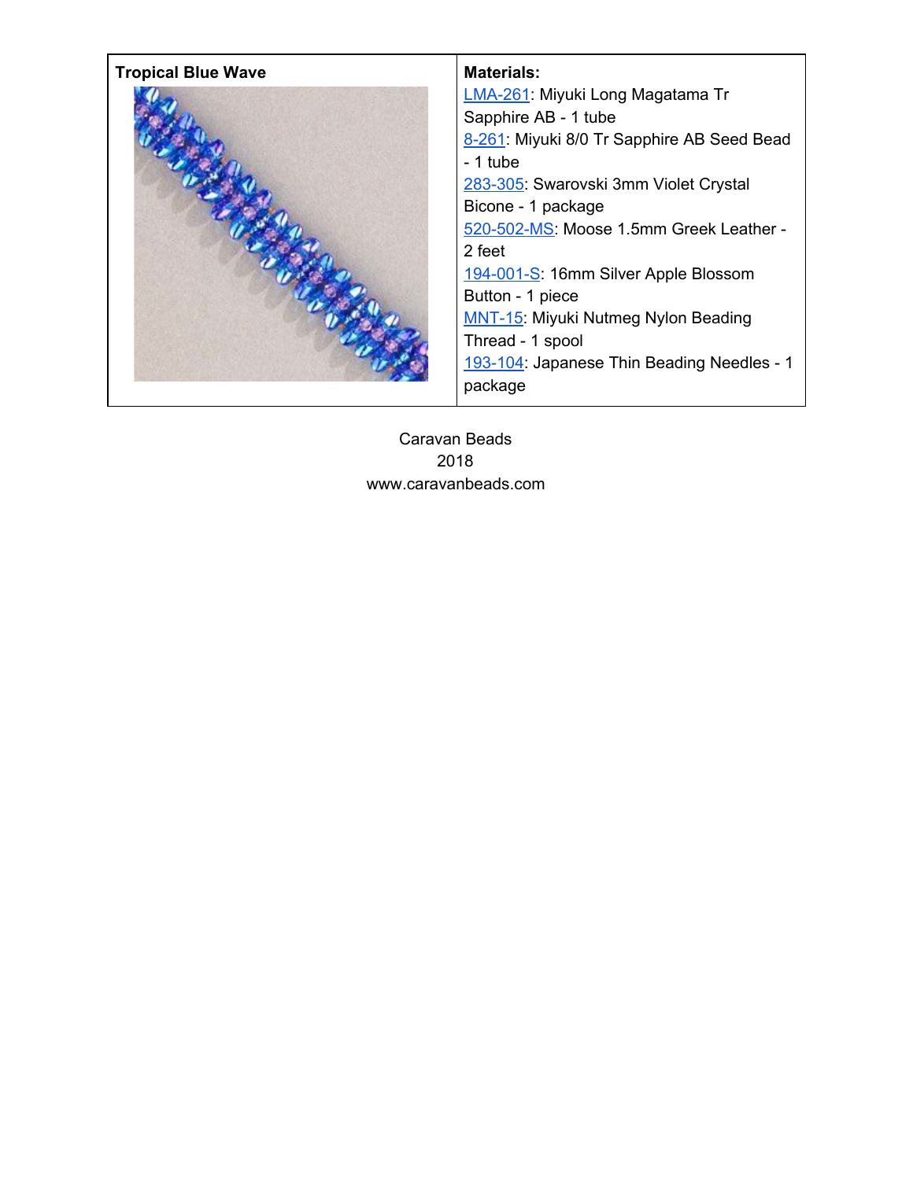| | |
|---|---|
| **Tropical Blue Wave** | **Materials:**<br>LMA-261: Miyuki Long Magatama Tr Sapphire AB - 1 tube<br>8-261: Miyuki 8/0 Tr Sapphire AB Seed Bead - 1 tube<br>283-305: Swarovski 3mm Violet Crystal Bicone - 1 package<br>520-502-MS: Moose 1.5mm Greek Leather - 2 feet<br>194-001-S: 16mm Silver Apple Blossom Button - 1 piece<br>MNT-15: Miyuki Nutmeg Nylon Beading Thread - 1 spool<br>193-104: Japanese Thin Beading Needles - 1 package |

Caravan Beads
2018
www.caravanbeads.com